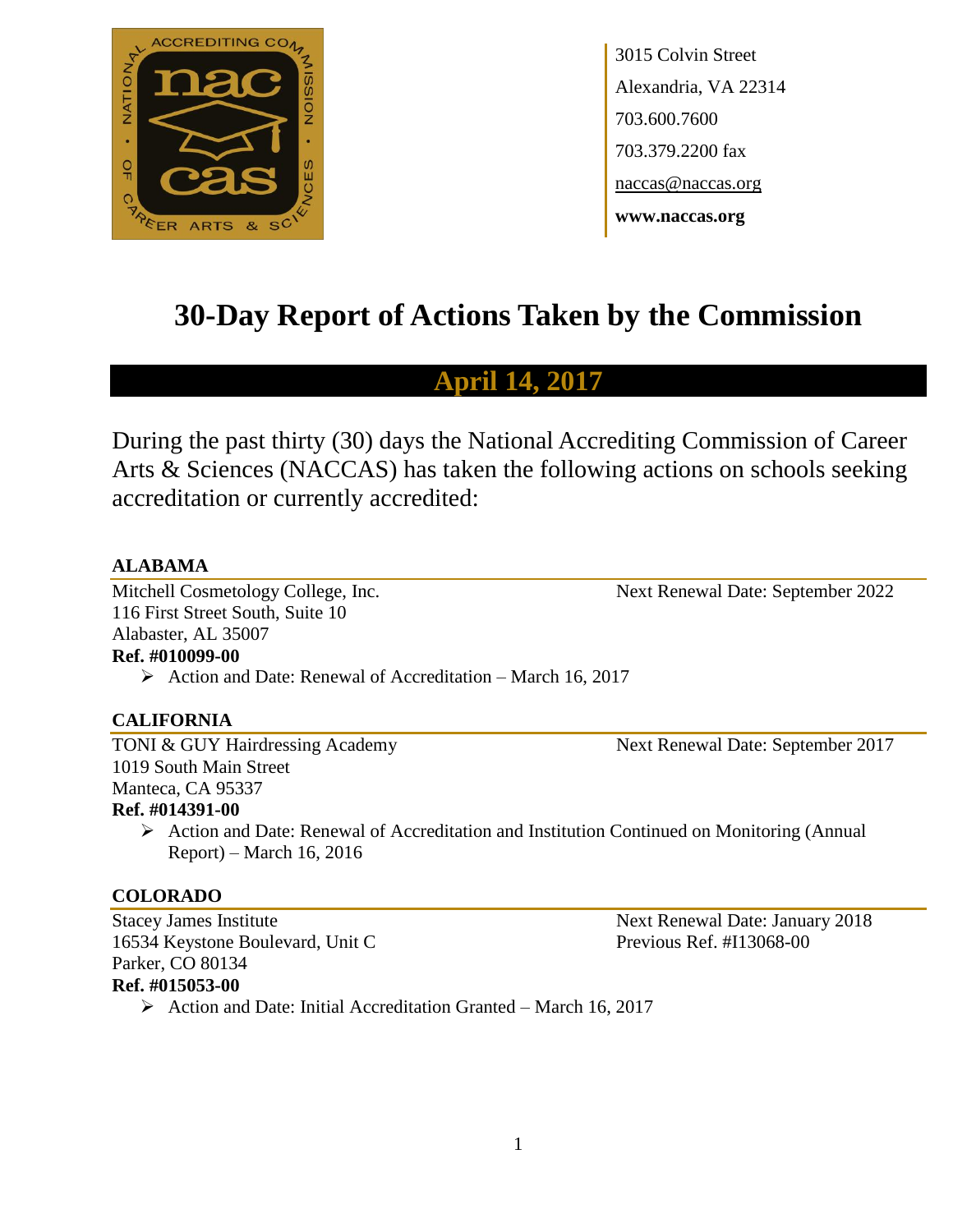3015 Colvin Street
Alexandria, VA 22314
703.600.7600
703.379.2200 fax
naccas@naccas.org
**www.naccas.org**

# 30-Day Report of Actions Taken by the Commission

## April 14, 2017

During the past thirty (30) days the National Accrediting Commission of Career Arts & Sciences (NACCAS) has taken the following actions on schools seeking accreditation or currently accredited:

### ALABAMA

Mitchell Cosmetology College, Inc.
116 First Street South, Suite 10
Alabaster, AL 35007
Next Renewal Date: September 2022
**Ref. #010099-00**

- Action and Date: Renewal of Accreditation – March 16, 2017

### CALIFORNIA

TONI & GUY Hairdressing Academy
1019 South Main Street
Manteca, CA 95337
Next Renewal Date: September 2017
**Ref. #014391-00**

- Action and Date: Renewal of Accreditation and Institution Continued on Monitoring (Annual Report) – March 16, 2016

### COLORADO

Stacey James Institute
16534 Keystone Boulevard, Unit C
Parker, CO 80134
Next Renewal Date: January 2018
Previous Ref. #I13068-00
**Ref. #015053-00**

- Action and Date: Initial Accreditation Granted – March 16, 2017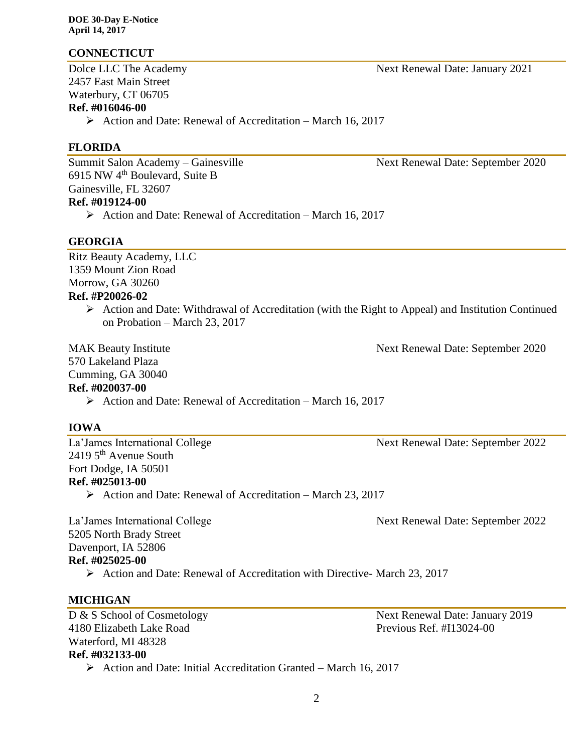## CONNECTICUT

Dolce LLC The Academy
Next Renewal Date: January 2021
2457 East Main Street
Waterbury, CT 06705
**Ref. #016046-00**

- Action and Date: Renewal of Accreditation – March 16, 2017

## FLORIDA

Summit Salon Academy – Gainesville
Next Renewal Date: September 2020
6915 NW 4th Boulevard, Suite B
Gainesville, FL 32607
**Ref. #019124-00**

- Action and Date: Renewal of Accreditation – March 16, 2017

## GEORGIA

Ritz Beauty Academy, LLC
1359 Mount Zion Road
Morrow, GA 30260
**Ref. #P20026-02**

- Action and Date: Withdrawal of Accreditation (with the Right to Appeal) and Institution Continued on Probation – March 23, 2017

MAK Beauty Institute
Next Renewal Date: September 2020
570 Lakeland Plaza
Cumming, GA 30040
**Ref. #020037-00**

- Action and Date: Renewal of Accreditation – March 16, 2017

## IOWA

La'James International College
Next Renewal Date: September 2022
2419 5th Avenue South
Fort Dodge, IA 50501
**Ref. #025013-00**

- Action and Date: Renewal of Accreditation – March 23, 2017

La'James International College
Next Renewal Date: September 2022
5205 North Brady Street
Davenport, IA 52806
**Ref. #025025-00**

- Action and Date: Renewal of Accreditation with Directive- March 23, 2017

## MICHIGAN

D & S School of Cosmetology
Next Renewal Date: January 2019
4180 Elizabeth Lake Road
Previous Ref. #I13024-00
Waterford, MI 48328
**Ref. #032133-00**

- Action and Date: Initial Accreditation Granted – March 16, 2017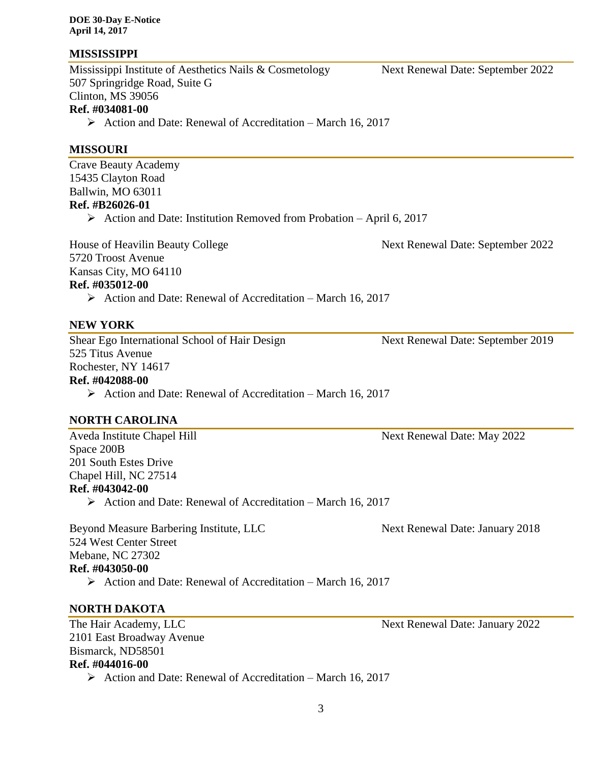## MISSISSIPPI

Mississippi Institute of Aesthetics Nails & Cosmetology — Next Renewal Date: September 2022
507 Springridge Road, Suite G
Clinton, MS 39056
**Ref. #034081-00**

- Action and Date: Renewal of Accreditation – March 16, 2017

## MISSOURI

Crave Beauty Academy
15435 Clayton Road
Ballwin, MO 63011
**Ref. #B26026-01**

- Action and Date: Institution Removed from Probation – April 6, 2017

House of Heavilin Beauty College — Next Renewal Date: September 2022
5720 Troost Avenue
Kansas City, MO 64110
**Ref. #035012-00**

- Action and Date: Renewal of Accreditation – March 16, 2017

## NEW YORK

Shear Ego International School of Hair Design — Next Renewal Date: September 2019
525 Titus Avenue
Rochester, NY 14617
**Ref. #042088-00**

- Action and Date: Renewal of Accreditation – March 16, 2017

## NORTH CAROLINA

Aveda Institute Chapel Hill — Next Renewal Date: May 2022
Space 200B
201 South Estes Drive
Chapel Hill, NC 27514
**Ref. #043042-00**

- Action and Date: Renewal of Accreditation – March 16, 2017

Beyond Measure Barbering Institute, LLC — Next Renewal Date: January 2018
524 West Center Street
Mebane, NC 27302
**Ref. #043050-00**

- Action and Date: Renewal of Accreditation – March 16, 2017

## NORTH DAKOTA

The Hair Academy, LLC — Next Renewal Date: January 2022
2101 East Broadway Avenue
Bismarck, ND58501
**Ref. #044016-00**

- Action and Date: Renewal of Accreditation – March 16, 2017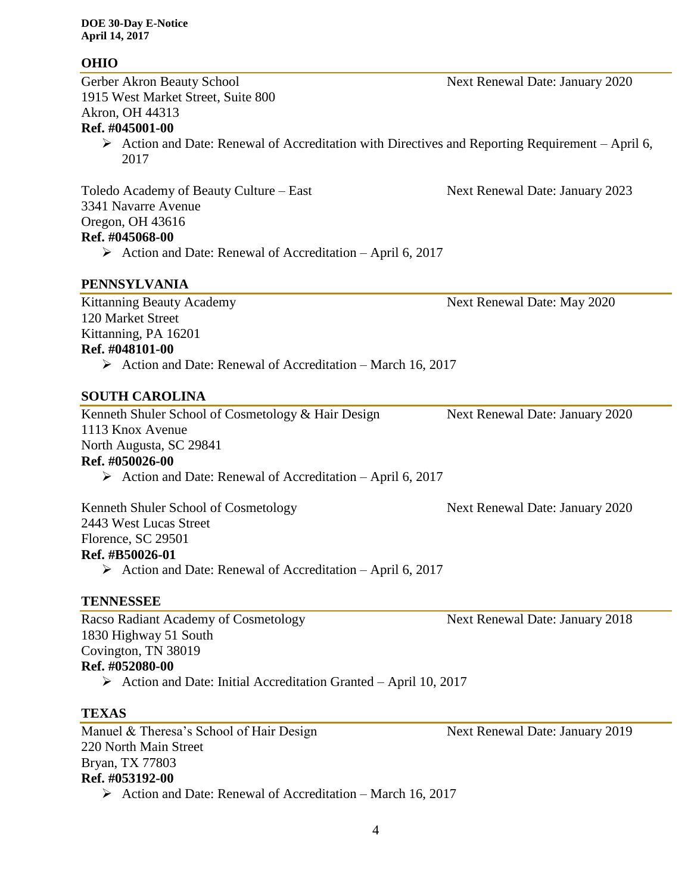## OHIO

Gerber Akron Beauty School — Next Renewal Date: January 2020
1915 West Market Street, Suite 800
Akron, OH 44313
**Ref. #045001-00**

- Action and Date: Renewal of Accreditation with Directives and Reporting Requirement – April 6, 2017

Toledo Academy of Beauty Culture – East — Next Renewal Date: January 2023
3341 Navarre Avenue
Oregon, OH 43616
**Ref. #045068-00**

- Action and Date: Renewal of Accreditation – April 6, 2017

## PENNSYLVANIA

Kittanning Beauty Academy — Next Renewal Date: May 2020
120 Market Street
Kittanning, PA 16201
**Ref. #048101-00**

- Action and Date: Renewal of Accreditation – March 16, 2017

## SOUTH CAROLINA

Kenneth Shuler School of Cosmetology & Hair Design — Next Renewal Date: January 2020
1113 Knox Avenue
North Augusta, SC 29841
**Ref. #050026-00**

- Action and Date: Renewal of Accreditation – April 6, 2017

Kenneth Shuler School of Cosmetology — Next Renewal Date: January 2020
2443 West Lucas Street
Florence, SC 29501
**Ref. #B50026-01**

- Action and Date: Renewal of Accreditation – April 6, 2017

## TENNESSEE

Racso Radiant Academy of Cosmetology — Next Renewal Date: January 2018
1830 Highway 51 South
Covington, TN 38019
**Ref. #052080-00**

- Action and Date: Initial Accreditation Granted – April 10, 2017

## TEXAS

Manuel & Theresa's School of Hair Design — Next Renewal Date: January 2019
220 North Main Street
Bryan, TX 77803
**Ref. #053192-00**

- Action and Date: Renewal of Accreditation – March 16, 2017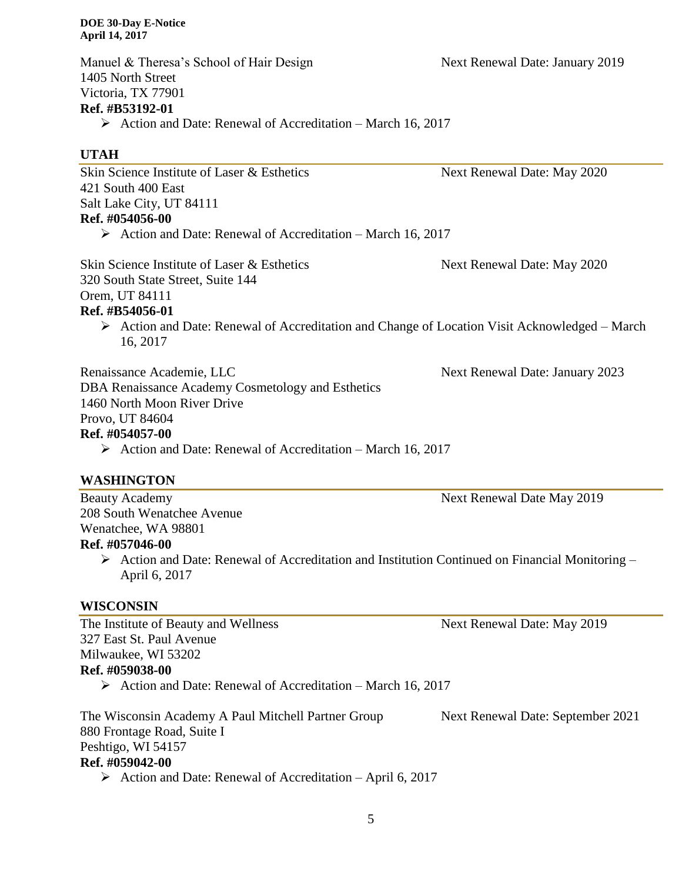Manuel & Theresa's School of Hair Design — Next Renewal Date: January 2019
1405 North Street
Victoria, TX 77901
**Ref. #B53192-01**

- Action and Date: Renewal of Accreditation – March 16, 2017

## UTAH

Skin Science Institute of Laser & Esthetics — Next Renewal Date: May 2020
421 South 400 East
Salt Lake City, UT 84111
**Ref. #054056-00**

- Action and Date: Renewal of Accreditation – March 16, 2017

Skin Science Institute of Laser & Esthetics — Next Renewal Date: May 2020
320 South State Street, Suite 144
Orem, UT 84111
**Ref. #B54056-01**

- Action and Date: Renewal of Accreditation and Change of Location Visit Acknowledged – March 16, 2017

Renaissance Academie, LLC — Next Renewal Date: January 2023
DBA Renaissance Academy Cosmetology and Esthetics
1460 North Moon River Drive
Provo, UT 84604
**Ref. #054057-00**

- Action and Date: Renewal of Accreditation – March 16, 2017

## WASHINGTON

Beauty Academy — Next Renewal Date May 2019
208 South Wenatchee Avenue
Wenatchee, WA 98801
**Ref. #057046-00**

- Action and Date: Renewal of Accreditation and Institution Continued on Financial Monitoring – April 6, 2017

## WISCONSIN

The Institute of Beauty and Wellness — Next Renewal Date: May 2019
327 East St. Paul Avenue
Milwaukee, WI 53202
**Ref. #059038-00**

- Action and Date: Renewal of Accreditation – March 16, 2017

The Wisconsin Academy A Paul Mitchell Partner Group — Next Renewal Date: September 2021
880 Frontage Road, Suite I
Peshtigo, WI 54157
**Ref. #059042-00**

- Action and Date: Renewal of Accreditation – April 6, 2017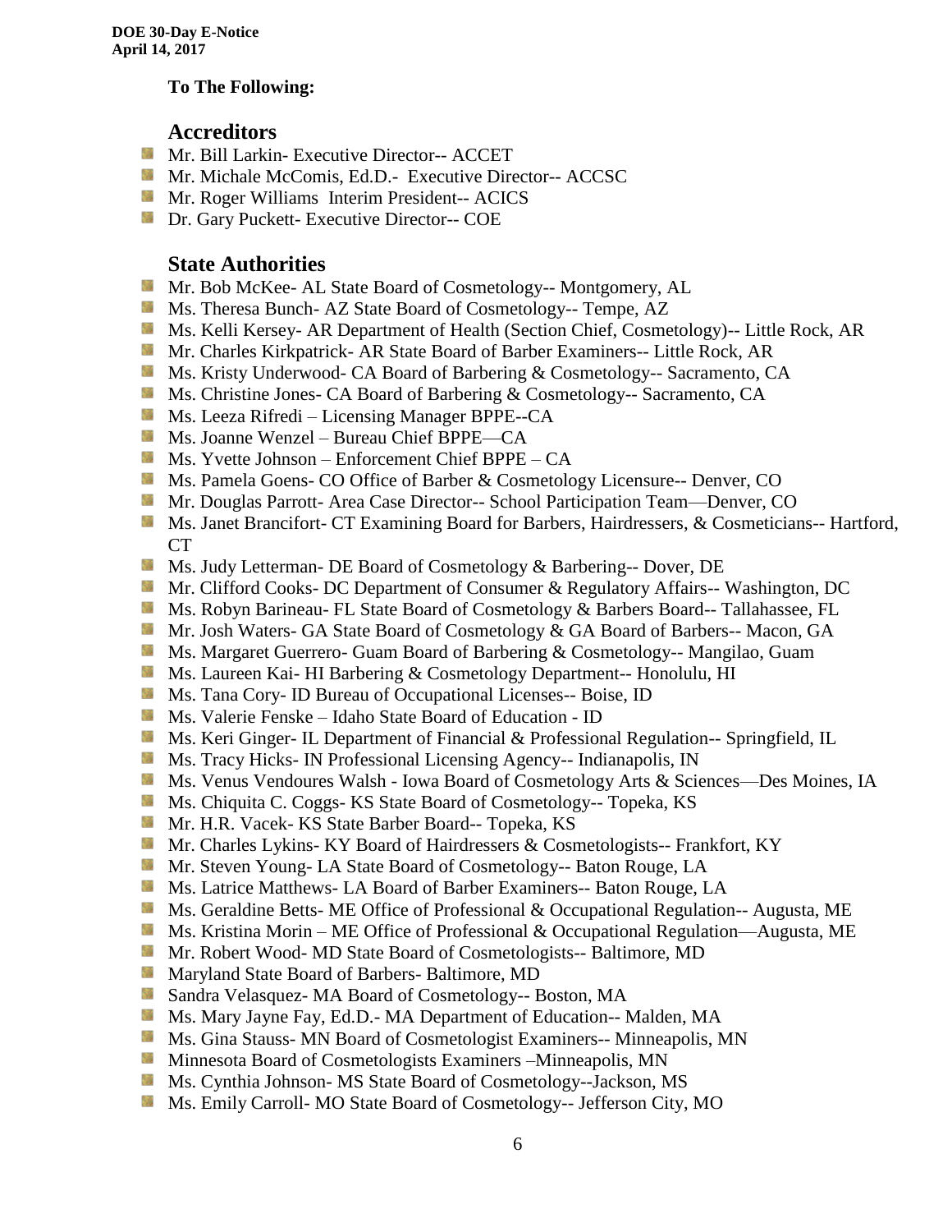**DOE 30-Day E-Notice**
**April 14, 2017**

**To The Following:**

## Accreditors

- Mr. Bill Larkin- Executive Director-- ACCET
- Mr. Michale McComis, Ed.D.- Executive Director-- ACCSC
- Mr. Roger Williams Interim President-- ACICS
- Dr. Gary Puckett- Executive Director-- COE

## State Authorities

- Mr. Bob McKee- AL State Board of Cosmetology-- Montgomery, AL
- Ms. Theresa Bunch- AZ State Board of Cosmetology-- Tempe, AZ
- Ms. Kelli Kersey- AR Department of Health (Section Chief, Cosmetology)-- Little Rock, AR
- Mr. Charles Kirkpatrick- AR State Board of Barber Examiners-- Little Rock, AR
- Ms. Kristy Underwood- CA Board of Barbering & Cosmetology-- Sacramento, CA
- Ms. Christine Jones- CA Board of Barbering & Cosmetology-- Sacramento, CA
- Ms. Leeza Rifredi – Licensing Manager BPPE--CA
- Ms. Joanne Wenzel – Bureau Chief BPPE—CA
- Ms. Yvette Johnson – Enforcement Chief BPPE – CA
- Ms. Pamela Goens- CO Office of Barber & Cosmetology Licensure-- Denver, CO
- Mr. Douglas Parrott- Area Case Director-- School Participation Team—Denver, CO
- Ms. Janet Brancifort- CT Examining Board for Barbers, Hairdressers, & Cosmeticians-- Hartford, CT
- Ms. Judy Letterman- DE Board of Cosmetology & Barbering-- Dover, DE
- Mr. Clifford Cooks- DC Department of Consumer & Regulatory Affairs-- Washington, DC
- Ms. Robyn Barineau- FL State Board of Cosmetology & Barbers Board-- Tallahassee, FL
- Mr. Josh Waters- GA State Board of Cosmetology & GA Board of Barbers-- Macon, GA
- Ms. Margaret Guerrero- Guam Board of Barbering & Cosmetology-- Mangilao, Guam
- Ms. Laureen Kai- HI Barbering & Cosmetology Department-- Honolulu, HI
- Ms. Tana Cory- ID Bureau of Occupational Licenses-- Boise, ID
- Ms. Valerie Fenske – Idaho State Board of Education - ID
- Ms. Keri Ginger- IL Department of Financial & Professional Regulation-- Springfield, IL
- Ms. Tracy Hicks- IN Professional Licensing Agency-- Indianapolis, IN
- Ms. Venus Vendoures Walsh - Iowa Board of Cosmetology Arts & Sciences—Des Moines, IA
- Ms. Chiquita C. Coggs- KS State Board of Cosmetology-- Topeka, KS
- Mr. H.R. Vacek- KS State Barber Board-- Topeka, KS
- Mr. Charles Lykins- KY Board of Hairdressers & Cosmetologists-- Frankfort, KY
- Mr. Steven Young- LA State Board of Cosmetology-- Baton Rouge, LA
- Ms. Latrice Matthews- LA Board of Barber Examiners-- Baton Rouge, LA
- Ms. Geraldine Betts- ME Office of Professional & Occupational Regulation-- Augusta, ME
- Ms. Kristina Morin – ME Office of Professional & Occupational Regulation—Augusta, ME
- Mr. Robert Wood- MD State Board of Cosmetologists-- Baltimore, MD
- Maryland State Board of Barbers- Baltimore, MD
- Sandra Velasquez- MA Board of Cosmetology-- Boston, MA
- Ms. Mary Jayne Fay, Ed.D.- MA Department of Education-- Malden, MA
- Ms. Gina Stauss- MN Board of Cosmetologist Examiners-- Minneapolis, MN
- Minnesota Board of Cosmetologists Examiners –Minneapolis, MN
- Ms. Cynthia Johnson- MS State Board of Cosmetology--Jackson, MS
- Ms. Emily Carroll- MO State Board of Cosmetology-- Jefferson City, MO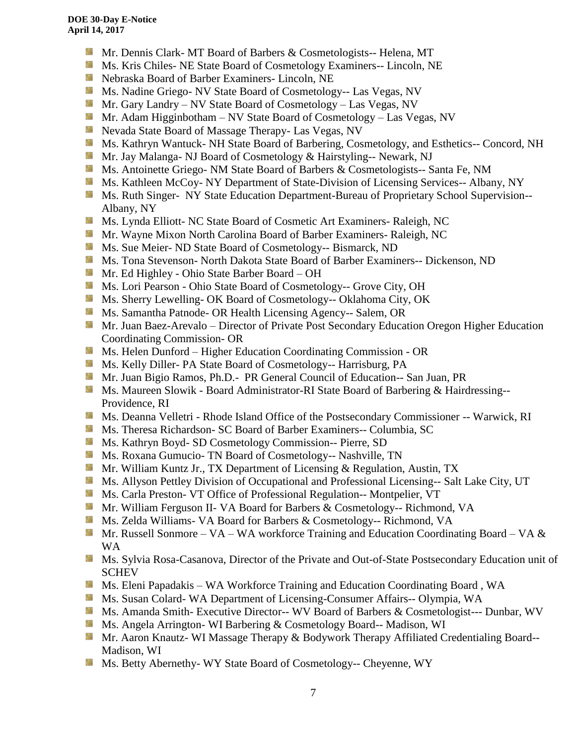- Mr. Dennis Clark- MT Board of Barbers & Cosmetologists-- Helena, MT
- Ms. Kris Chiles- NE State Board of Cosmetology Examiners-- Lincoln, NE
- Nebraska Board of Barber Examiners- Lincoln, NE
- Ms. Nadine Griego- NV State Board of Cosmetology-- Las Vegas, NV
- Mr. Gary Landry – NV State Board of Cosmetology – Las Vegas, NV
- Mr. Adam Higginbotham – NV State Board of Cosmetology – Las Vegas, NV
- Nevada State Board of Massage Therapy- Las Vegas, NV
- Ms. Kathryn Wantuck- NH State Board of Barbering, Cosmetology, and Esthetics-- Concord, NH
- Mr. Jay Malanga- NJ Board of Cosmetology & Hairstyling-- Newark, NJ
- Ms. Antoinette Griego- NM State Board of Barbers & Cosmetologists-- Santa Fe, NM
- Ms. Kathleen McCoy- NY Department of State-Division of Licensing Services-- Albany, NY
- Ms. Ruth Singer- NY State Education Department-Bureau of Proprietary School Supervision-- Albany, NY
- Ms. Lynda Elliott- NC State Board of Cosmetic Art Examiners- Raleigh, NC
- Mr. Wayne Mixon North Carolina Board of Barber Examiners- Raleigh, NC
- Ms. Sue Meier- ND State Board of Cosmetology-- Bismarck, ND
- Ms. Tona Stevenson- North Dakota State Board of Barber Examiners-- Dickenson, ND
- Mr. Ed Highley - Ohio State Barber Board – OH
- Ms. Lori Pearson - Ohio State Board of Cosmetology-- Grove City, OH
- Ms. Sherry Lewelling- OK Board of Cosmetology-- Oklahoma City, OK
- Ms. Samantha Patnode- OR Health Licensing Agency-- Salem, OR
- Mr. Juan Baez-Arevalo – Director of Private Post Secondary Education Oregon Higher Education Coordinating Commission- OR
- Ms. Helen Dunford – Higher Education Coordinating Commission - OR
- Ms. Kelly Diller- PA State Board of Cosmetology-- Harrisburg, PA
- Mr. Juan Bigio Ramos, Ph.D.- PR General Council of Education-- San Juan, PR
- Ms. Maureen Slowik - Board Administrator-RI State Board of Barbering & Hairdressing-- Providence, RI
- Ms. Deanna Velletri - Rhode Island Office of the Postsecondary Commissioner -- Warwick, RI
- Ms. Theresa Richardson- SC Board of Barber Examiners-- Columbia, SC
- Ms. Kathryn Boyd- SD Cosmetology Commission-- Pierre, SD
- Ms. Roxana Gumucio- TN Board of Cosmetology-- Nashville, TN
- Mr. William Kuntz Jr., TX Department of Licensing & Regulation, Austin, TX
- Ms. Allyson Pettley Division of Occupational and Professional Licensing-- Salt Lake City, UT
- Ms. Carla Preston- VT Office of Professional Regulation-- Montpelier, VT
- Mr. William Ferguson II- VA Board for Barbers & Cosmetology-- Richmond, VA
- Ms. Zelda Williams- VA Board for Barbers & Cosmetology-- Richmond, VA
- Mr. Russell Sonmore – VA – WA workforce Training and Education Coordinating Board – VA & WA
- Ms. Sylvia Rosa-Casanova, Director of the Private and Out-of-State Postsecondary Education unit of SCHEV
- Ms. Eleni Papadakis – WA Workforce Training and Education Coordinating Board , WA
- Ms. Susan Colard- WA Department of Licensing-Consumer Affairs-- Olympia, WA
- Ms. Amanda Smith- Executive Director-- WV Board of Barbers & Cosmetologist--- Dunbar, WV
- Ms. Angela Arrington- WI Barbering & Cosmetology Board-- Madison, WI
- Mr. Aaron Knautz- WI Massage Therapy & Bodywork Therapy Affiliated Credentialing Board-- Madison, WI
- Ms. Betty Abernethy- WY State Board of Cosmetology-- Cheyenne, WY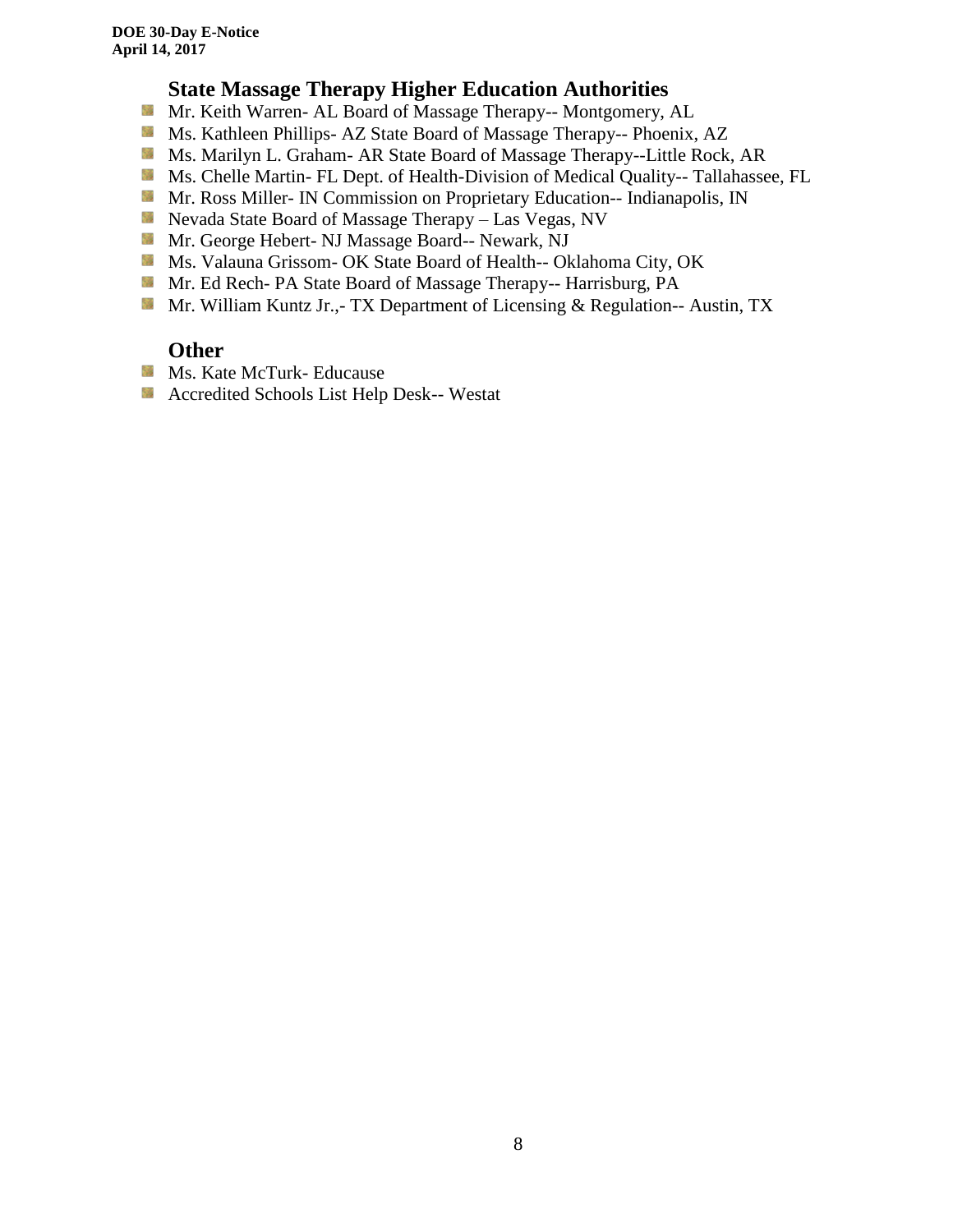## State Massage Therapy Higher Education Authorities

- Mr. Keith Warren- AL Board of Massage Therapy-- Montgomery, AL
- Ms. Kathleen Phillips- AZ State Board of Massage Therapy-- Phoenix, AZ
- Ms. Marilyn L. Graham- AR State Board of Massage Therapy--Little Rock, AR
- Ms. Chelle Martin- FL Dept. of Health-Division of Medical Quality-- Tallahassee, FL
- Mr. Ross Miller- IN Commission on Proprietary Education-- Indianapolis, IN
- Nevada State Board of Massage Therapy – Las Vegas, NV
- Mr. George Hebert- NJ Massage Board-- Newark, NJ
- Ms. Valauna Grissom- OK State Board of Health-- Oklahoma City, OK
- Mr. Ed Rech- PA State Board of Massage Therapy-- Harrisburg, PA
- Mr. William Kuntz Jr.,- TX Department of Licensing & Regulation-- Austin, TX

## Other

- Ms. Kate McTurk- Educause
- Accredited Schools List Help Desk-- Westat